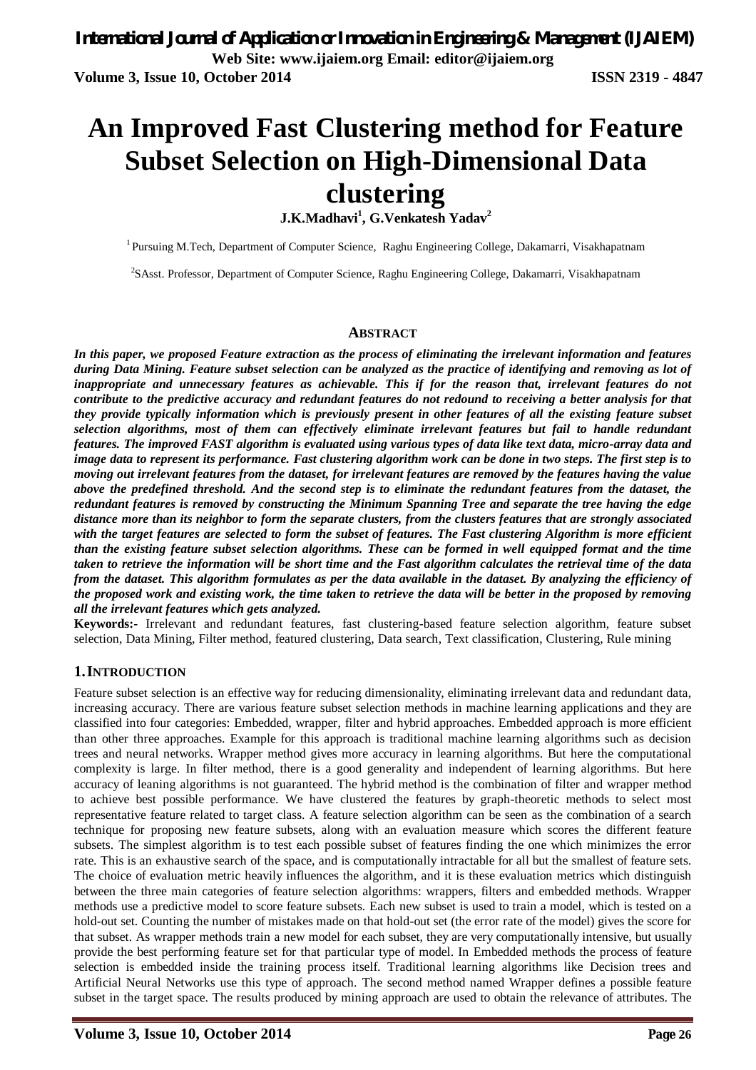# An Improved Fast Clustering method for Feature Subset Selection on High-Dimensional Data clustering

**J.K.Madhavi[1], G.Venkatesh Yadav[2]**

[1] Pursuing M.Tech, Department of Computer Science, Raghu Engineering College, Dakamarri, Visakhapatnam

[2]SAsst. Professor, Department of Computer Science, Raghu Engineering College, Dakamarri, Visakhapatnam

## ABSTRACT

***In this paper, we proposed Feature extraction as the process of eliminating the irrelevant information and features during Data Mining. Feature subset selection can be analyzed as the practice of identifying and removing as lot of inappropriate and unnecessary features as achievable. This if for the reason that, irrelevant features do not contribute to the predictive accuracy and redundant features do not redound to receiving a better analysis for that they provide typically information which is previously present in other features of all the existing feature subset selection algorithms, most of them can effectively eliminate irrelevant features but fail to handle redundant features. The improved FAST algorithm is evaluated using various types of data like text data, micro-array data and image data to represent its performance. Fast clustering algorithm work can be done in two steps. The first step is to moving out irrelevant features from the dataset, for irrelevant features are removed by the features having the value above the predefined threshold. And the second step is to eliminate the redundant features from the dataset, the redundant features is removed by constructing the Minimum Spanning Tree and separate the tree having the edge distance more than its neighbor to form the separate clusters, from the clusters features that are strongly associated with the target features are selected to form the subset of features. The Fast clustering Algorithm is more efficient than the existing feature subset selection algorithms. These can be formed in well equipped format and the time taken to retrieve the information will be short time and the Fast algorithm calculates the retrieval time of the data from the dataset. This algorithm formulates as per the data available in the dataset. By analyzing the efficiency of the proposed work and existing work, the time taken to retrieve the data will be better in the proposed by removing all the irrelevant features which gets analyzed.***

**Keywords:-** Irrelevant and redundant features, fast clustering-based feature selection algorithm, feature subset selection, Data Mining, Filter method, featured clustering, Data search, Text classification, Clustering, Rule mining

## 1. INTRODUCTION

Feature subset selection is an effective way for reducing dimensionality, eliminating irrelevant data and redundant data, increasing accuracy. There are various feature subset selection methods in machine learning applications and they are classified into four categories: Embedded, wrapper, filter and hybrid approaches. Embedded approach is more efficient than other three approaches. Example for this approach is traditional machine learning algorithms such as decision trees and neural networks. Wrapper method gives more accuracy in learning algorithms. But here the computational complexity is large. In filter method, there is a good generality and independent of learning algorithms. But here accuracy of leaning algorithms is not guaranteed. The hybrid method is the combination of filter and wrapper method to achieve best possible performance. We have clustered the features by graph-theoretic methods to select most representative feature related to target class. A feature selection algorithm can be seen as the combination of a search technique for proposing new feature subsets, along with an evaluation measure which scores the different feature subsets. The simplest algorithm is to test each possible subset of features finding the one which minimizes the error rate. This is an exhaustive search of the space, and is computationally intractable for all but the smallest of feature sets. The choice of evaluation metric heavily influences the algorithm, and it is these evaluation metrics which distinguish between the three main categories of feature selection algorithms: wrappers, filters and embedded methods. Wrapper methods use a predictive model to score feature subsets. Each new subset is used to train a model, which is tested on a hold-out set. Counting the number of mistakes made on that hold-out set (the error rate of the model) gives the score for that subset. As wrapper methods train a new model for each subset, they are very computationally intensive, but usually provide the best performing feature set for that particular type of model. In Embedded methods the process of feature selection is embedded inside the training process itself. Traditional learning algorithms like Decision trees and Artificial Neural Networks use this type of approach. The second method named Wrapper defines a possible feature subset in the target space. The results produced by mining approach are used to obtain the relevance of attributes. The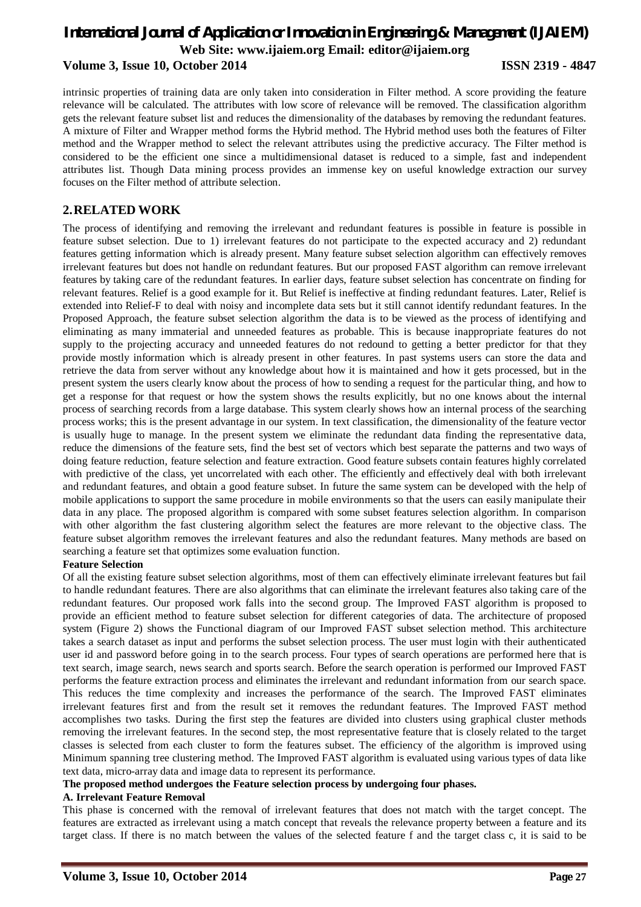intrinsic properties of training data are only taken into consideration in Filter method. A score providing the feature relevance will be calculated. The attributes with low score of relevance will be removed. The classification algorithm gets the relevant feature subset list and reduces the dimensionality of the databases by removing the redundant features. A mixture of Filter and Wrapper method forms the Hybrid method. The Hybrid method uses both the features of Filter method and the Wrapper method to select the relevant attributes using the predictive accuracy. The Filter method is considered to be the efficient one since a multidimensional dataset is reduced to a simple, fast and independent attributes list. Though Data mining process provides an immense key on useful knowledge extraction our survey focuses on the Filter method of attribute selection.

## 2. RELATED WORK

The process of identifying and removing the irrelevant and redundant features is possible in feature is possible in feature subset selection. Due to 1) irrelevant features do not participate to the expected accuracy and 2) redundant features getting information which is already present. Many feature subset selection algorithm can effectively removes irrelevant features but does not handle on redundant features. But our proposed FAST algorithm can remove irrelevant features by taking care of the redundant features. In earlier days, feature subset selection has concentrate on finding for relevant features. Relief is a good example for it. But Relief is ineffective at finding redundant features. Later, Relief is extended into Relief-F to deal with noisy and incomplete data sets but it still cannot identify redundant features. In the Proposed Approach, the feature subset selection algorithm the data is to be viewed as the process of identifying and eliminating as many immaterial and unneeded features as probable. This is because inappropriate features do not supply to the projecting accuracy and unneeded features do not redound to getting a better predictor for that they provide mostly information which is already present in other features. In past systems users can store the data and retrieve the data from server without any knowledge about how it is maintained and how it gets processed, but in the present system the users clearly know about the process of how to sending a request for the particular thing, and how to get a response for that request or how the system shows the results explicitly, but no one knows about the internal process of searching records from a large database. This system clearly shows how an internal process of the searching process works; this is the present advantage in our system. In text classification, the dimensionality of the feature vector is usually huge to manage. In the present system we eliminate the redundant data finding the representative data, reduce the dimensions of the feature sets, find the best set of vectors which best separate the patterns and two ways of doing feature reduction, feature selection and feature extraction. Good feature subsets contain features highly correlated with predictive of the class, yet uncorrelated with each other. The efficiently and effectively deal with both irrelevant and redundant features, and obtain a good feature subset. In future the same system can be developed with the help of mobile applications to support the same procedure in mobile environments so that the users can easily manipulate their data in any place. The proposed algorithm is compared with some subset features selection algorithm. In comparison with other algorithm the fast clustering algorithm select the features are more relevant to the objective class. The feature subset algorithm removes the irrelevant features and also the redundant features. Many methods are based on searching a feature set that optimizes some evaluation function.

**Feature Selection**

Of all the existing feature subset selection algorithms, most of them can effectively eliminate irrelevant features but fail to handle redundant features. There are also algorithms that can eliminate the irrelevant features also taking care of the redundant features. Our proposed work falls into the second group. The Improved FAST algorithm is proposed to provide an efficient method to feature subset selection for different categories of data. The architecture of proposed system (Figure 2) shows the Functional diagram of our Improved FAST subset selection method. This architecture takes a search dataset as input and performs the subset selection process. The user must login with their authenticated user id and password before going in to the search process. Four types of search operations are performed here that is text search, image search, news search and sports search. Before the search operation is performed our Improved FAST performs the feature extraction process and eliminates the irrelevant and redundant information from our search space. This reduces the time complexity and increases the performance of the search. The Improved FAST eliminates irrelevant features first and from the result set it removes the redundant features. The Improved FAST method accomplishes two tasks. During the first step the features are divided into clusters using graphical cluster methods removing the irrelevant features. In the second step, the most representative feature that is closely related to the target classes is selected from each cluster to form the features subset. The efficiency of the algorithm is improved using Minimum spanning tree clustering method. The Improved FAST algorithm is evaluated using various types of data like text data, micro-array data and image data to represent its performance.

**The proposed method undergoes the Feature selection process by undergoing four phases.**

**A. Irrelevant Feature Removal**

This phase is concerned with the removal of irrelevant features that does not match with the target concept. The features are extracted as irrelevant using a match concept that reveals the relevance property between a feature and its target class. If there is no match between the values of the selected feature f and the target class c, it is said to be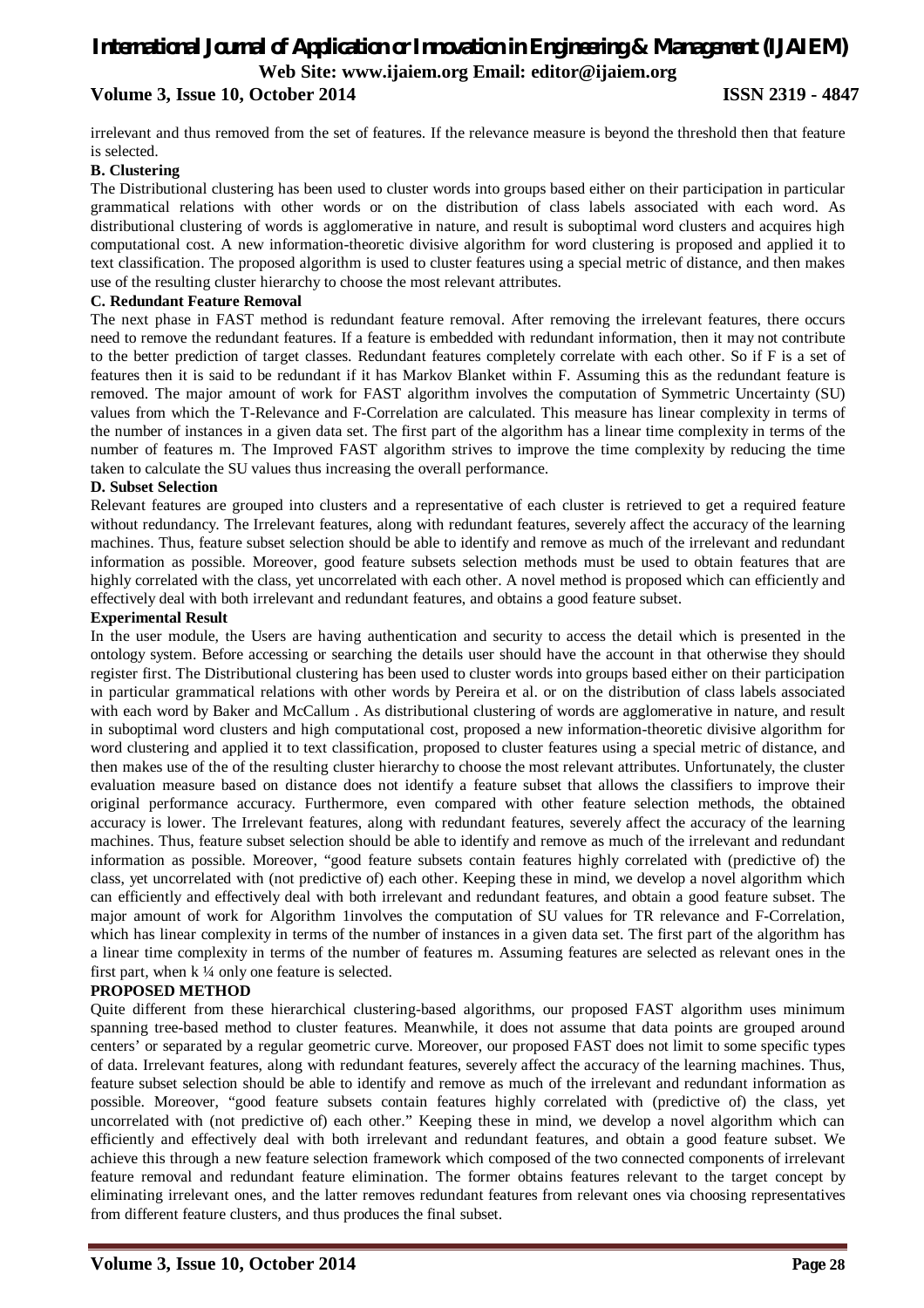irrelevant and thus removed from the set of features. If the relevance measure is beyond the threshold then that feature is selected.

**B. Clustering**

The Distributional clustering has been used to cluster words into groups based either on their participation in particular grammatical relations with other words or on the distribution of class labels associated with each word. As distributional clustering of words is agglomerative in nature, and result is suboptimal word clusters and acquires high computational cost. A new information-theoretic divisive algorithm for word clustering is proposed and applied it to text classification. The proposed algorithm is used to cluster features using a special metric of distance, and then makes use of the resulting cluster hierarchy to choose the most relevant attributes.

**C. Redundant Feature Removal**

The next phase in FAST method is redundant feature removal. After removing the irrelevant features, there occurs need to remove the redundant features. If a feature is embedded with redundant information, then it may not contribute to the better prediction of target classes. Redundant features completely correlate with each other. So if F is a set of features then it is said to be redundant if it has Markov Blanket within F. Assuming this as the redundant feature is removed. The major amount of work for FAST algorithm involves the computation of Symmetric Uncertainty (SU) values from which the T-Relevance and F-Correlation are calculated. This measure has linear complexity in terms of the number of instances in a given data set. The first part of the algorithm has a linear time complexity in terms of the number of features m. The Improved FAST algorithm strives to improve the time complexity by reducing the time taken to calculate the SU values thus increasing the overall performance.

**D. Subset Selection**

Relevant features are grouped into clusters and a representative of each cluster is retrieved to get a required feature without redundancy. The Irrelevant features, along with redundant features, severely affect the accuracy of the learning machines. Thus, feature subset selection should be able to identify and remove as much of the irrelevant and redundant information as possible. Moreover, good feature subsets selection methods must be used to obtain features that are highly correlated with the class, yet uncorrelated with each other. A novel method is proposed which can efficiently and effectively deal with both irrelevant and redundant features, and obtains a good feature subset.

**Experimental Result**

In the user module, the Users are having authentication and security to access the detail which is presented in the ontology system. Before accessing or searching the details user should have the account in that otherwise they should register first. The Distributional clustering has been used to cluster words into groups based either on their participation in particular grammatical relations with other words by Pereira et al. or on the distribution of class labels associated with each word by Baker and McCallum . As distributional clustering of words are agglomerative in nature, and result in suboptimal word clusters and high computational cost, proposed a new information-theoretic divisive algorithm for word clustering and applied it to text classification, proposed to cluster features using a special metric of distance, and then makes use of the of the resulting cluster hierarchy to choose the most relevant attributes. Unfortunately, the cluster evaluation measure based on distance does not identify a feature subset that allows the classifiers to improve their original performance accuracy. Furthermore, even compared with other feature selection methods, the obtained accuracy is lower. The Irrelevant features, along with redundant features, severely affect the accuracy of the learning machines. Thus, feature subset selection should be able to identify and remove as much of the irrelevant and redundant information as possible. Moreover, "good feature subsets contain features highly correlated with (predictive of) the class, yet uncorrelated with (not predictive of) each other. Keeping these in mind, we develop a novel algorithm which can efficiently and effectively deal with both irrelevant and redundant features, and obtain a good feature subset. The major amount of work for Algorithm 1involves the computation of SU values for TR relevance and F-Correlation, which has linear complexity in terms of the number of instances in a given data set. The first part of the algorithm has a linear time complexity in terms of the number of features m. Assuming features are selected as relevant ones in the first part, when k ¼ only one feature is selected.

**PROPOSED METHOD**

Quite different from these hierarchical clustering-based algorithms, our proposed FAST algorithm uses minimum spanning tree-based method to cluster features. Meanwhile, it does not assume that data points are grouped around centers' or separated by a regular geometric curve. Moreover, our proposed FAST does not limit to some specific types of data. Irrelevant features, along with redundant features, severely affect the accuracy of the learning machines. Thus, feature subset selection should be able to identify and remove as much of the irrelevant and redundant information as possible. Moreover, "good feature subsets contain features highly correlated with (predictive of) the class, yet uncorrelated with (not predictive of) each other." Keeping these in mind, we develop a novel algorithm which can efficiently and effectively deal with both irrelevant and redundant features, and obtain a good feature subset. We achieve this through a new feature selection framework which composed of the two connected components of irrelevant feature removal and redundant feature elimination. The former obtains features relevant to the target concept by eliminating irrelevant ones, and the latter removes redundant features from relevant ones via choosing representatives from different feature clusters, and thus produces the final subset.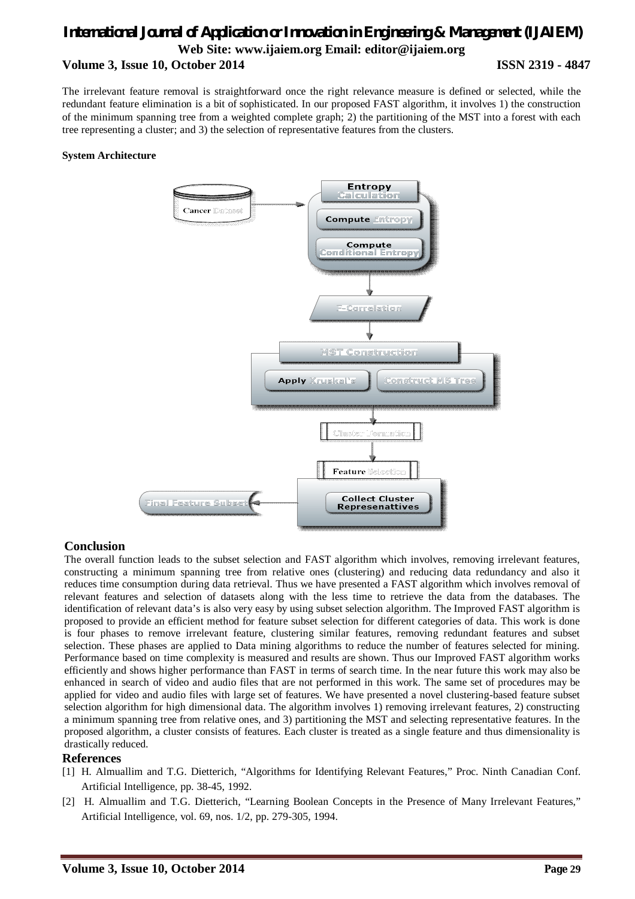The irrelevant feature removal is straightforward once the right relevance measure is defined or selected, while the redundant feature elimination is a bit of sophisticated. In our proposed FAST algorithm, it involves 1) the construction of the minimum spanning tree from a weighted complete graph; 2) the partitioning of the MST into a forest with each tree representing a cluster; and 3) the selection of representative features from the clusters.

**System Architecture**

Cancer Dataset

Entropy Calculation

Compute Entropy

Compute Conditional Entropy

F-Correlation

MST Construction

Apply Kruskal's

Construct MS Tree

Cluster Formation

Feature Selection

Collect Cluster Represenattives

Final Feature Subset

## Conclusion

The overall function leads to the subset selection and FAST algorithm which involves, removing irrelevant features, constructing a minimum spanning tree from relative ones (clustering) and reducing data redundancy and also it reduces time consumption during data retrieval. Thus we have presented a FAST algorithm which involves removal of relevant features and selection of datasets along with the less time to retrieve the data from the databases. The identification of relevant data's is also very easy by using subset selection algorithm. The Improved FAST algorithm is proposed to provide an efficient method for feature subset selection for different categories of data. This work is done is four phases to remove irrelevant feature, clustering similar features, removing redundant features and subset selection. These phases are applied to Data mining algorithms to reduce the number of features selected for mining. Performance based on time complexity is measured and results are shown. Thus our Improved FAST algorithm works efficiently and shows higher performance than FAST in terms of search time. In the near future this work may also be enhanced in search of video and audio files that are not performed in this work. The same set of procedures may be applied for video and audio files with large set of features. We have presented a novel clustering-based feature subset selection algorithm for high dimensional data. The algorithm involves 1) removing irrelevant features, 2) constructing a minimum spanning tree from relative ones, and 3) partitioning the MST and selecting representative features. In the proposed algorithm, a cluster consists of features. Each cluster is treated as a single feature and thus dimensionality is drastically reduced.

## References

[1] H. Almuallim and T.G. Dietterich, "Algorithms for Identifying Relevant Features," Proc. Ninth Canadian Conf. Artificial Intelligence, pp. 38-45, 1992.

[2] H. Almuallim and T.G. Dietterich, "Learning Boolean Concepts in the Presence of Many Irrelevant Features," Artificial Intelligence, vol. 69, nos. 1/2, pp. 279-305, 1994.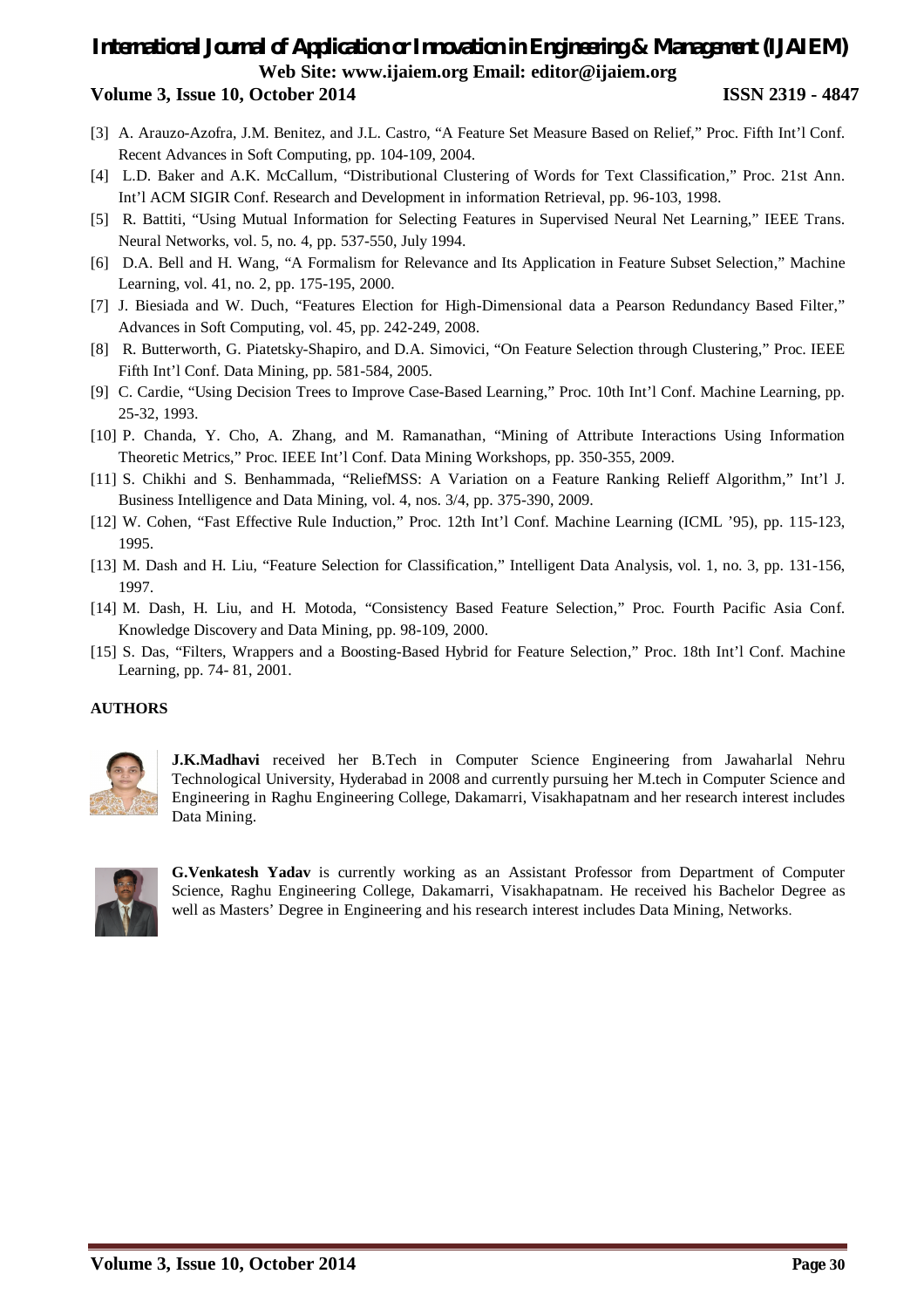[3] A. Arauzo-Azofra, J.M. Benitez, and J.L. Castro, “A Feature Set Measure Based on Relief,” Proc. Fifth Int’l Conf. Recent Advances in Soft Computing, pp. 104-109, 2004.

[4] L.D. Baker and A.K. McCallum, “Distributional Clustering of Words for Text Classification,” Proc. 21st Ann. Int’l ACM SIGIR Conf. Research and Development in information Retrieval, pp. 96-103, 1998.

[5] R. Battiti, “Using Mutual Information for Selecting Features in Supervised Neural Net Learning,” IEEE Trans. Neural Networks, vol. 5, no. 4, pp. 537-550, July 1994.

[6] D.A. Bell and H. Wang, “A Formalism for Relevance and Its Application in Feature Subset Selection,” Machine Learning, vol. 41, no. 2, pp. 175-195, 2000.

[7] J. Biesiada and W. Duch, “Features Election for High-Dimensional data a Pearson Redundancy Based Filter,” Advances in Soft Computing, vol. 45, pp. 242-249, 2008.

[8] R. Butterworth, G. Piatetsky-Shapiro, and D.A. Simovici, “On Feature Selection through Clustering,” Proc. IEEE Fifth Int’l Conf. Data Mining, pp. 581-584, 2005.

[9] C. Cardie, “Using Decision Trees to Improve Case-Based Learning,” Proc. 10th Int’l Conf. Machine Learning, pp. 25-32, 1993.

[10] P. Chanda, Y. Cho, A. Zhang, and M. Ramanathan, “Mining of Attribute Interactions Using Information Theoretic Metrics,” Proc. IEEE Int’l Conf. Data Mining Workshops, pp. 350-355, 2009.

[11] S. Chikhi and S. Benhammada, “ReliefMSS: A Variation on a Feature Ranking Relieff Algorithm,” Int’l J. Business Intelligence and Data Mining, vol. 4, nos. 3/4, pp. 375-390, 2009.

[12] W. Cohen, “Fast Effective Rule Induction,” Proc. 12th Int’l Conf. Machine Learning (ICML ’95), pp. 115-123, 1995.

[13] M. Dash and H. Liu, “Feature Selection for Classification,” Intelligent Data Analysis, vol. 1, no. 3, pp. 131-156, 1997.

[14] M. Dash, H. Liu, and H. Motoda, “Consistency Based Feature Selection,” Proc. Fourth Pacific Asia Conf. Knowledge Discovery and Data Mining, pp. 98-109, 2000.

[15] S. Das, “Filters, Wrappers and a Boosting-Based Hybrid for Feature Selection,” Proc. 18th Int’l Conf. Machine Learning, pp. 74- 81, 2001.

## AUTHORS

**J.K.Madhavi** received her B.Tech in Computer Science Engineering from Jawaharlal Nehru Technological University, Hyderabad in 2008 and currently pursuing her M.tech in Computer Science and Engineering in Raghu Engineering College, Dakamarri, Visakhapatnam and her research interest includes Data Mining.

**G.Venkatesh Yadav** is currently working as an Assistant Professor from Department of Computer Science, Raghu Engineering College, Dakamarri, Visakhapatnam. He received his Bachelor Degree as well as Masters’ Degree in Engineering and his research interest includes Data Mining, Networks.